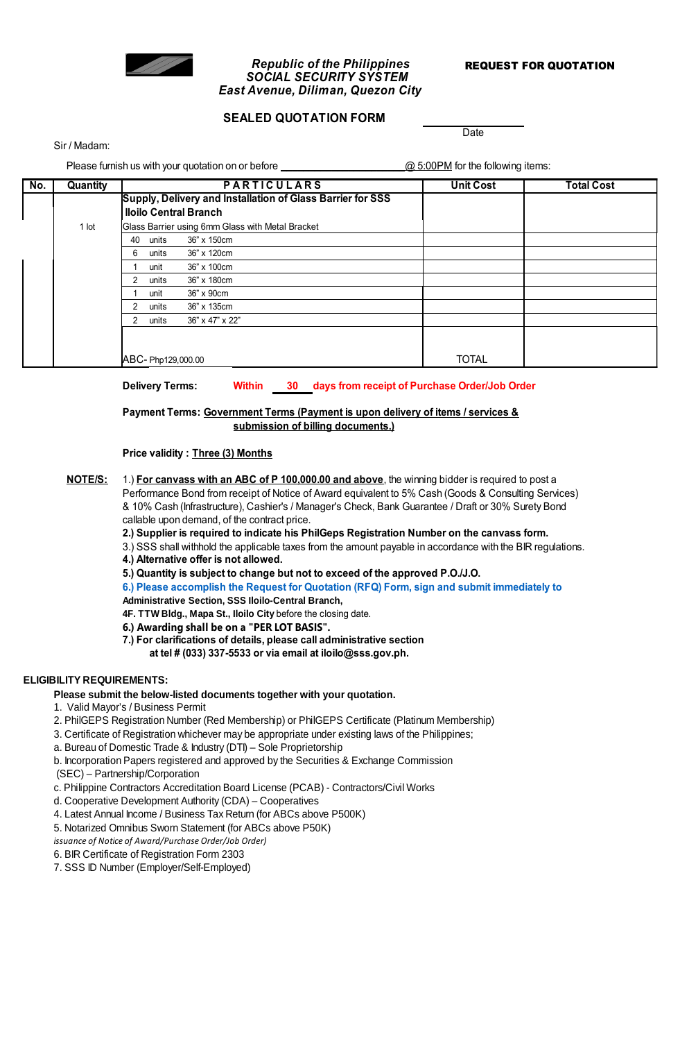*Republic of the Philippines*
***SOCIAL SECURITY SYSTEM***
***East Avenue, Diliman, Quezon City***

**REQUEST FOR QUOTATION**

## SEALED QUOTATION FORM

______________________
Date

Sir / Madam:

Please furnish us with your quotation on or before ______________________ @ 5:00PM for the following items:

| No. | Quantity | PARTICULARS | Unit Cost | Total Cost |
|---|---|---|---|---|
| | | **Supply, Delivery and Installation of Glass Barrier for SSS Iloilo Central Branch** | | |
| | 1 lot | Glass Barrier using 6mm Glass with Metal Bracket | | |
| | | 40 units 36" x 150cm | | |
| | | 6 units 36" x 120cm | | |
| | | 1 unit 36" x 100cm | | |
| | | 2 units 36" x 180cm | | |
| | | 1 unit 36" x 90cm | | |
| | | 2 units 36" x 135cm | | |
| | | 2 units 36" x 47" x 22" | | |
| | | ABC- Php129,000.00 | TOTAL | |

**Delivery Terms:** **Within 30 days from receipt of Purchase Order/Job Order**

**Payment Terms: Government Terms (Payment is upon delivery of items / services & submission of billing documents.)**

**Price validity : Three (3) Months**

**NOTE/S:**

1.) **For canvass with an ABC of P 100,000.00 and above**, the winning bidder is required to post a Performance Bond from receipt of Notice of Award equivalent to 5% Cash (Goods & Consulting Services) & 10% Cash (Infrastructure), Cashier's / Manager's Check, Bank Guarantee / Draft or 30% Surety Bond callable upon demand, of the contract price.

**2.) Supplier is required to indicate his PhilGeps Registration Number on the canvass form.**

3.) SSS shall withhold the applicable taxes from the amount payable in accordance with the BIR regulations.

**4.) Alternative offer is not allowed.**

**5.) Quantity is subject to change but not to exceed of the approved P.O./J.O.**

**6.) Please accomplish the Request for Quotation (RFQ) Form, sign and submit immediately to Administrative Section, SSS Iloilo-Central Branch, 4F. TTW Bldg., Mapa St., Iloilo City** before the closing date.

**6.) Awarding shall be on a "PER LOT BASIS".**

**7.) For clarifications of details, please call administrative section at tel # (033) 337-5533 or via email at iloilo@sss.gov.ph.**

**ELIGIBILITY REQUIREMENTS:**

**Please submit the below-listed documents together with your quotation.**

1. Valid Mayor's / Business Permit
2. PhilGEPS Registration Number (Red Membership) or PhilGEPS Certificate (Platinum Membership)
3. Certificate of Registration whichever may be appropriate under existing laws of the Philippines;
   a. Bureau of Domestic Trade & Industry (DTI) – Sole Proprietorship
   b. Incorporation Papers registered and approved by the Securities & Exchange Commission (SEC) – Partnership/Corporation
   c. Philippine Contractors Accreditation Board License (PCAB) - Contractors/Civil Works
   d. Cooperative Development Authority (CDA) – Cooperatives
4. Latest Annual Income / Business Tax Return (for ABCs above P500K)
5. Notarized Omnibus Sworn Statement (for ABCs above P50K)
   *issuance of Notice of Award/Purchase Order/Job Order)*
6. BIR Certificate of Registration Form 2303
7. SSS ID Number (Employer/Self-Employed)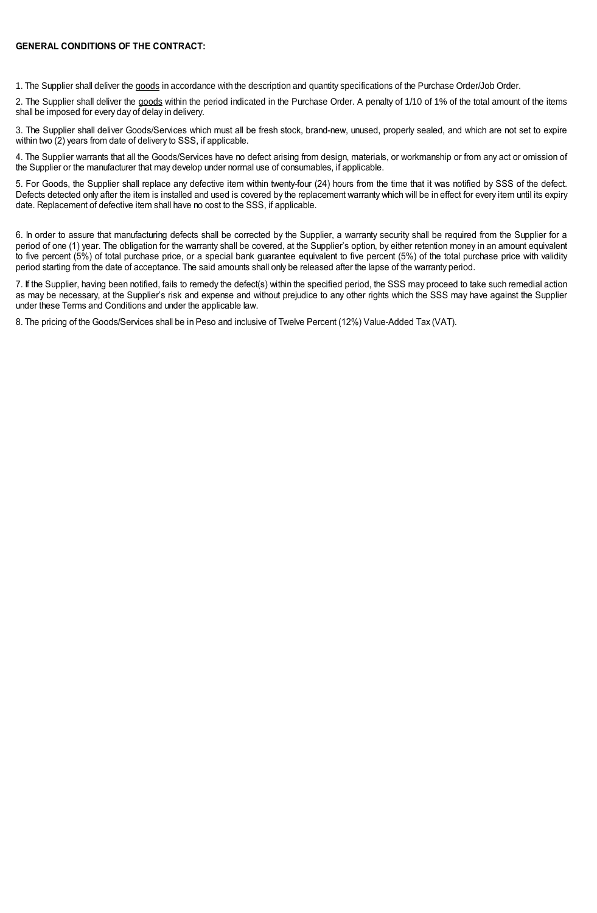**GENERAL CONDITIONS OF THE CONTRACT:**

1. The Supplier shall deliver the goods in accordance with the description and quantity specifications of the Purchase Order/Job Order.

2. The Supplier shall deliver the goods within the period indicated in the Purchase Order. A penalty of 1/10 of 1% of the total amount of the items shall be imposed for every day of delay in delivery.

3. The Supplier shall deliver Goods/Services which must all be fresh stock, brand-new, unused, properly sealed, and which are not set to expire within two (2) years from date of delivery to SSS, if applicable.

4. The Supplier warrants that all the Goods/Services have no defect arising from design, materials, or workmanship or from any act or omission of the Supplier or the manufacturer that may develop under normal use of consumables, if applicable.

5. For Goods, the Supplier shall replace any defective item within twenty-four (24) hours from the time that it was notified by SSS of the defect. Defects detected only after the item is installed and used is covered by the replacement warranty which will be in effect for every item until its expiry date. Replacement of defective item shall have no cost to the SSS, if applicable.

6. In order to assure that manufacturing defects shall be corrected by the Supplier, a warranty security shall be required from the Supplier for a period of one (1) year. The obligation for the warranty shall be covered, at the Supplier's option, by either retention money in an amount equivalent to five percent (5%) of total purchase price, or a special bank guarantee equivalent to five percent (5%) of the total purchase price with validity period starting from the date of acceptance. The said amounts shall only be released after the lapse of the warranty period.

7. If the Supplier, having been notified, fails to remedy the defect(s) within the specified period, the SSS may proceed to take such remedial action as may be necessary, at the Supplier's risk and expense and without prejudice to any other rights which the SSS may have against the Supplier under these Terms and Conditions and under the applicable law.

8. The pricing of the Goods/Services shall be in Peso and inclusive of Twelve Percent (12%) Value-Added Tax (VAT).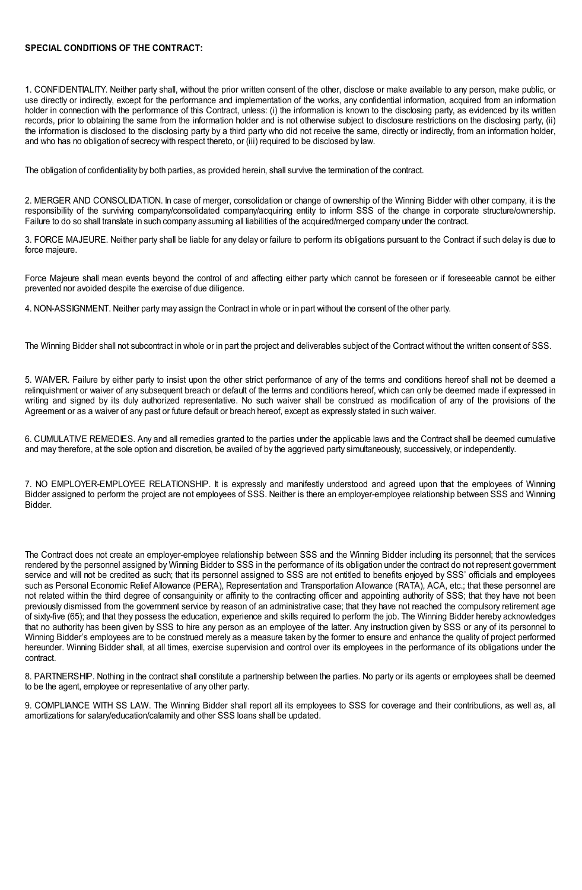**SPECIAL CONDITIONS OF THE CONTRACT:**

1. CONFIDENTIALITY. Neither party shall, without the prior written consent of the other, disclose or make available to any person, make public, or use directly or indirectly, except for the performance and implementation of the works, any confidential information, acquired from an information holder in connection with the performance of this Contract, unless: (i) the information is known to the disclosing party, as evidenced by its written records, prior to obtaining the same from the information holder and is not otherwise subject to disclosure restrictions on the disclosing party, (ii) the information is disclosed to the disclosing party by a third party who did not receive the same, directly or indirectly, from an information holder, and who has no obligation of secrecy with respect thereto, or (iii) required to be disclosed by law.

The obligation of confidentiality by both parties, as provided herein, shall survive the termination of the contract.

2. MERGER AND CONSOLIDATION. In case of merger, consolidation or change of ownership of the Winning Bidder with other company, it is the responsibility of the surviving company/consolidated company/acquiring entity to inform SSS of the change in corporate structure/ownership. Failure to do so shall translate in such company assuming all liabilities of the acquired/merged company under the contract.

3. FORCE MAJEURE. Neither party shall be liable for any delay or failure to perform its obligations pursuant to the Contract if such delay is due to force majeure.

Force Majeure shall mean events beyond the control of and affecting either party which cannot be foreseen or if foreseeable cannot be either prevented nor avoided despite the exercise of due diligence.

4. NON-ASSIGNMENT. Neither party may assign the Contract in whole or in part without the consent of the other party.

The Winning Bidder shall not subcontract in whole or in part the project and deliverables subject of the Contract without the written consent of SSS.

5. WAIVER. Failure by either party to insist upon the other strict performance of any of the terms and conditions hereof shall not be deemed a relinquishment or waiver of any subsequent breach or default of the terms and conditions hereof, which can only be deemed made if expressed in writing and signed by its duly authorized representative. No such waiver shall be construed as modification of any of the provisions of the Agreement or as a waiver of any past or future default or breach hereof, except as expressly stated in such waiver.

6. CUMULATIVE REMEDIES. Any and all remedies granted to the parties under the applicable laws and the Contract shall be deemed cumulative and may therefore, at the sole option and discretion, be availed of by the aggrieved party simultaneously, successively, or independently.

7. NO EMPLOYER-EMPLOYEE RELATIONSHIP. It is expressly and manifestly understood and agreed upon that the employees of Winning Bidder assigned to perform the project are not employees of SSS. Neither is there an employer-employee relationship between SSS and Winning Bidder.

The Contract does not create an employer-employee relationship between SSS and the Winning Bidder including its personnel; that the services rendered by the personnel assigned by Winning Bidder to SSS in the performance of its obligation under the contract do not represent government service and will not be credited as such; that its personnel assigned to SSS are not entitled to benefits enjoyed by SSS' officials and employees such as Personal Economic Relief Allowance (PERA), Representation and Transportation Allowance (RATA), ACA, etc.; that these personnel are not related within the third degree of consanguinity or affinity to the contracting officer and appointing authority of SSS; that they have not been previously dismissed from the government service by reason of an administrative case; that they have not reached the compulsory retirement age of sixty-five (65); and that they possess the education, experience and skills required to perform the job. The Winning Bidder hereby acknowledges that no authority has been given by SSS to hire any person as an employee of the latter. Any instruction given by SSS or any of its personnel to Winning Bidder's employees are to be construed merely as a measure taken by the former to ensure and enhance the quality of project performed hereunder. Winning Bidder shall, at all times, exercise supervision and control over its employees in the performance of its obligations under the contract.

8. PARTNERSHIP. Nothing in the contract shall constitute a partnership between the parties. No party or its agents or employees shall be deemed to be the agent, employee or representative of any other party.

9. COMPLIANCE WITH SS LAW. The Winning Bidder shall report all its employees to SSS for coverage and their contributions, as well as, all amortizations for salary/education/calamity and other SSS loans shall be updated.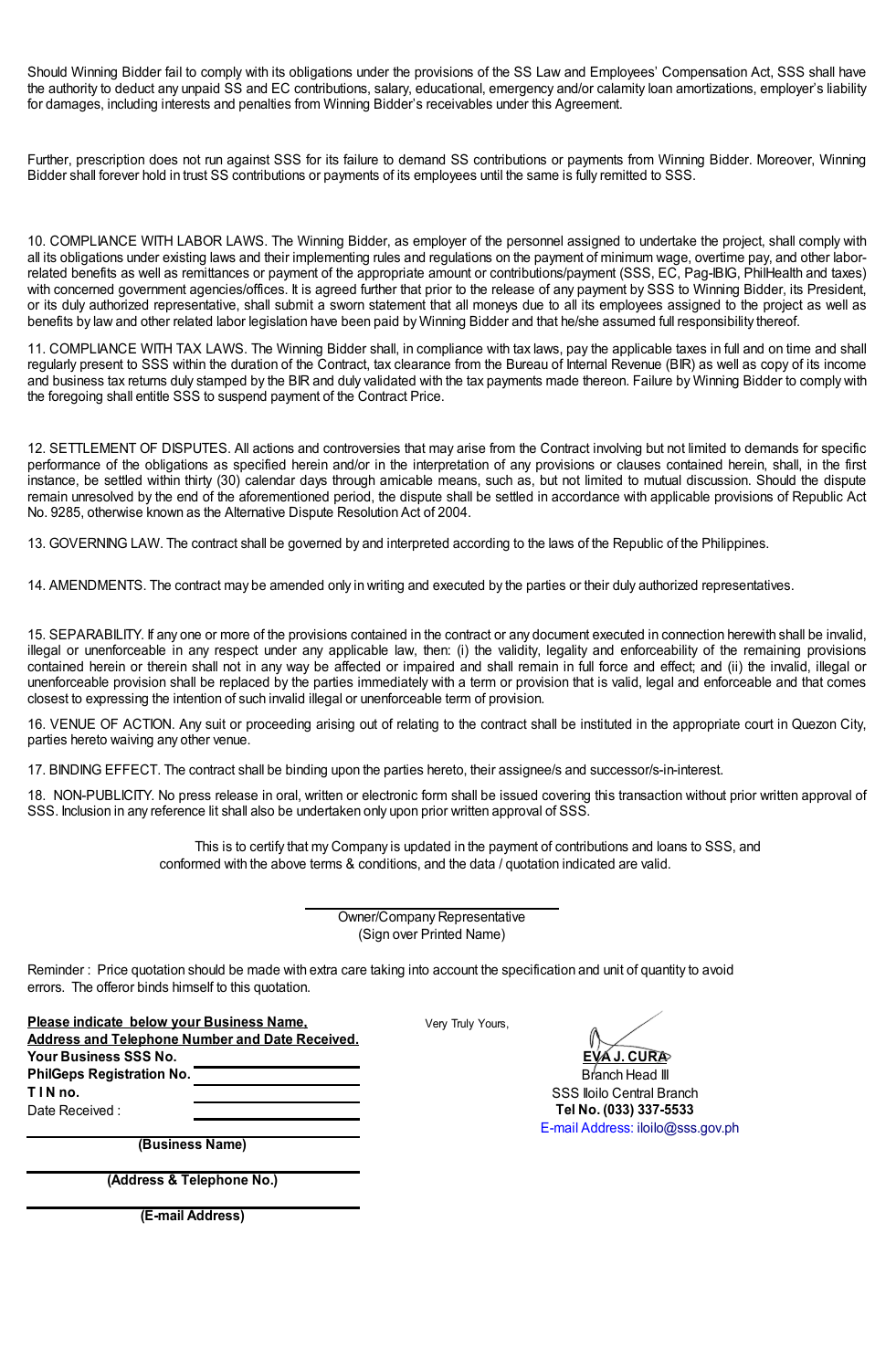Should Winning Bidder fail to comply with its obligations under the provisions of the SS Law and Employees' Compensation Act, SSS shall have the authority to deduct any unpaid SS and EC contributions, salary, educational, emergency and/or calamity loan amortizations, employer's liability for damages, including interests and penalties from Winning Bidder's receivables under this Agreement.

Further, prescription does not run against SSS for its failure to demand SS contributions or payments from Winning Bidder. Moreover, Winning Bidder shall forever hold in trust SS contributions or payments of its employees until the same is fully remitted to SSS.

10. COMPLIANCE WITH LABOR LAWS. The Winning Bidder, as employer of the personnel assigned to undertake the project, shall comply with all its obligations under existing laws and their implementing rules and regulations on the payment of minimum wage, overtime pay, and other labor-related benefits as well as remittances or payment of the appropriate amount or contributions/payment (SSS, EC, Pag-IBIG, PhilHealth and taxes) with concerned government agencies/offices. It is agreed further that prior to the release of any payment by SSS to Winning Bidder, its President, or its duly authorized representative, shall submit a sworn statement that all moneys due to all its employees assigned to the project as well as benefits by law and other related labor legislation have been paid by Winning Bidder and that he/she assumed full responsibility thereof.

11. COMPLIANCE WITH TAX LAWS. The Winning Bidder shall, in compliance with tax laws, pay the applicable taxes in full and on time and shall regularly present to SSS within the duration of the Contract, tax clearance from the Bureau of Internal Revenue (BIR) as well as copy of its income and business tax returns duly stamped by the BIR and duly validated with the tax payments made thereon. Failure by Winning Bidder to comply with the foregoing shall entitle SSS to suspend payment of the Contract Price.

12. SETTLEMENT OF DISPUTES. All actions and controversies that may arise from the Contract involving but not limited to demands for specific performance of the obligations as specified herein and/or in the interpretation of any provisions or clauses contained herein, shall, in the first instance, be settled within thirty (30) calendar days through amicable means, such as, but not limited to mutual discussion. Should the dispute remain unresolved by the end of the aforementioned period, the dispute shall be settled in accordance with applicable provisions of Republic Act No. 9285, otherwise known as the Alternative Dispute Resolution Act of 2004.

13. GOVERNING LAW. The contract shall be governed by and interpreted according to the laws of the Republic of the Philippines.

14. AMENDMENTS. The contract may be amended only in writing and executed by the parties or their duly authorized representatives.

15. SEPARABILITY. If any one or more of the provisions contained in the contract or any document executed in connection herewith shall be invalid, illegal or unenforceable in any respect under any applicable law, then: (i) the validity, legality and enforceability of the remaining provisions contained herein or therein shall not in any way be affected or impaired and shall remain in full force and effect; and (ii) the invalid, illegal or unenforceable provision shall be replaced by the parties immediately with a term or provision that is valid, legal and enforceable and that comes closest to expressing the intention of such invalid illegal or unenforceable term of provision.

16. VENUE OF ACTION. Any suit or proceeding arising out of relating to the contract shall be instituted in the appropriate court in Quezon City, parties hereto waiving any other venue.

17. BINDING EFFECT. The contract shall be binding upon the parties hereto, their assignee/s and successor/s-in-interest.

18. NON-PUBLICITY. No press release in oral, written or electronic form shall be issued covering this transaction without prior written approval of SSS. Inclusion in any reference lit shall also be undertaken only upon prior written approval of SSS.

This is to certify that my Company is updated in the payment of contributions and loans to SSS, and conformed with the above terms & conditions, and the data / quotation indicated are valid.

\_\_\_\_\_\_\_\_\_\_\_\_\_\_\_\_\_\_\_\_\_\_\_\_\_\_\_\_

Owner/Company Representative
(Sign over Printed Name)

Reminder : Price quotation should be made with extra care taking into account the specification and unit of quantity to avoid errors. The offeror binds himself to this quotation.

**Please indicate below your Business Name, Address and Telephone Number and Date Received.**

**Your Business SSS No.** \_\_\_\_\_\_\_\_\_\_\_\_\_\_\_\_

**PhilGeps Registration No.** \_\_\_\_\_\_\_\_\_\_\_\_\_\_\_\_

**T I N no.** \_\_\_\_\_\_\_\_\_\_\_\_\_\_\_\_

Date Received : \_\_\_\_\_\_\_\_\_\_\_\_\_\_\_\_

\_\_\_\_\_\_\_\_\_\_\_\_\_\_\_\_\_\_\_\_\_\_\_\_\_\_\_\_

**(Business Name)**

\_\_\_\_\_\_\_\_\_\_\_\_\_\_\_\_\_\_\_\_\_\_\_\_\_\_\_\_

**(Address & Telephone No.)**

\_\_\_\_\_\_\_\_\_\_\_\_\_\_\_\_\_\_\_\_\_\_\_\_\_\_\_\_

**(E-mail Address)**

Very Truly Yours,

**EVA J. CURA**
Branch Head III
SSS Iloilo Central Branch
**Tel No. (033) 337-5533**
E-mail Address: iloilo@sss.gov.ph